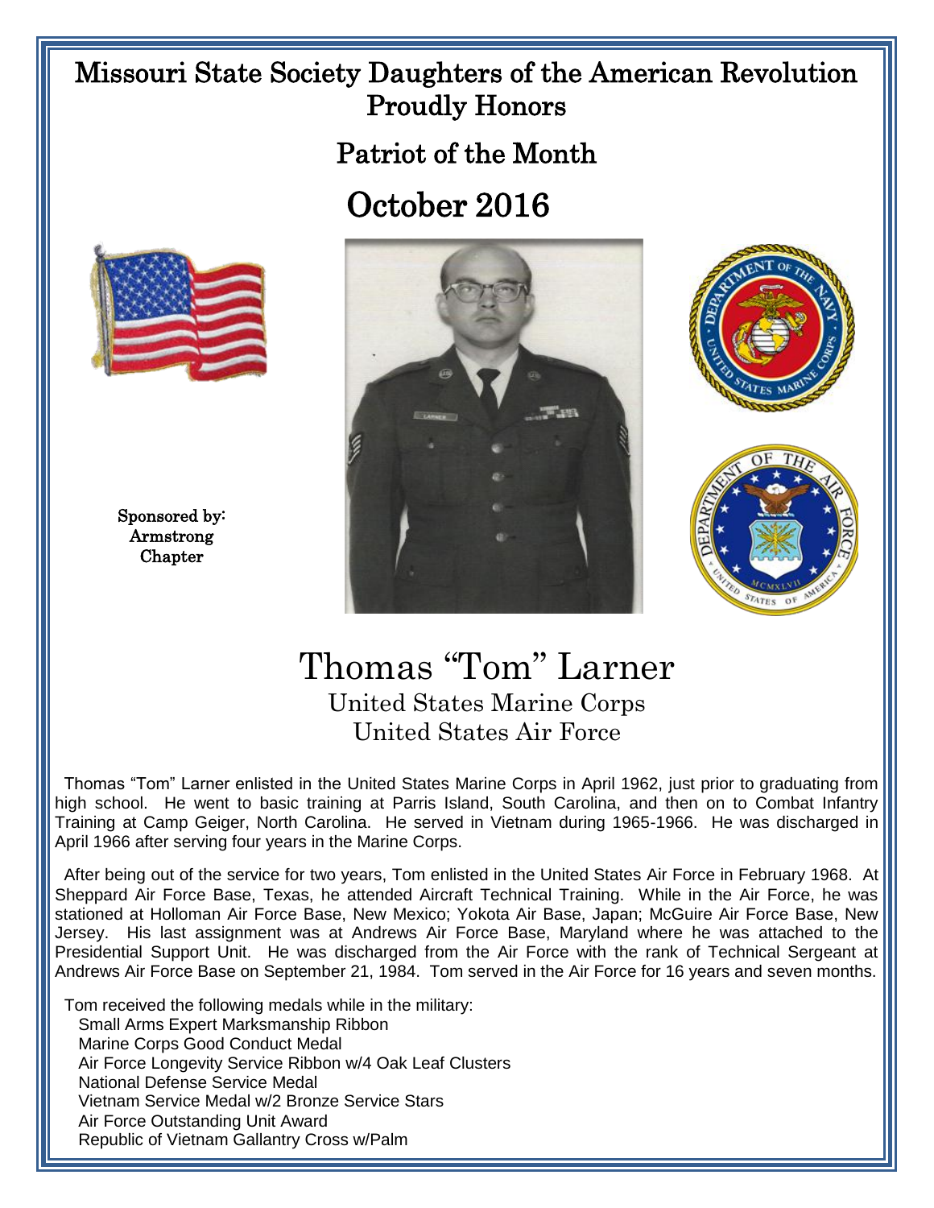# Missouri State Society Daughters of the American Revolution Proudly Honors

## Patriot of the Month

## October 2016

Sponsored by:
Armstrong
Chapter

# Thomas "Tom" Larner

United States Marine Corps
United States Air Force

Thomas "Tom" Larner enlisted in the United States Marine Corps in April 1962, just prior to graduating from high school. He went to basic training at Parris Island, South Carolina, and then on to Combat Infantry Training at Camp Geiger, North Carolina. He served in Vietnam during 1965-1966. He was discharged in April 1966 after serving four years in the Marine Corps.

After being out of the service for two years, Tom enlisted in the United States Air Force in February 1968. At Sheppard Air Force Base, Texas, he attended Aircraft Technical Training. While in the Air Force, he was stationed at Holloman Air Force Base, New Mexico; Yokota Air Base, Japan; McGuire Air Force Base, New Jersey. His last assignment was at Andrews Air Force Base, Maryland where he was attached to the Presidential Support Unit. He was discharged from the Air Force with the rank of Technical Sergeant at Andrews Air Force Base on September 21, 1984. Tom served in the Air Force for 16 years and seven months.

Tom received the following medals while in the military:

- Small Arms Expert Marksmanship Ribbon
- Marine Corps Good Conduct Medal
- Air Force Longevity Service Ribbon w/4 Oak Leaf Clusters
- National Defense Service Medal
- Vietnam Service Medal w/2 Bronze Service Stars
- Air Force Outstanding Unit Award
- Republic of Vietnam Gallantry Cross w/Palm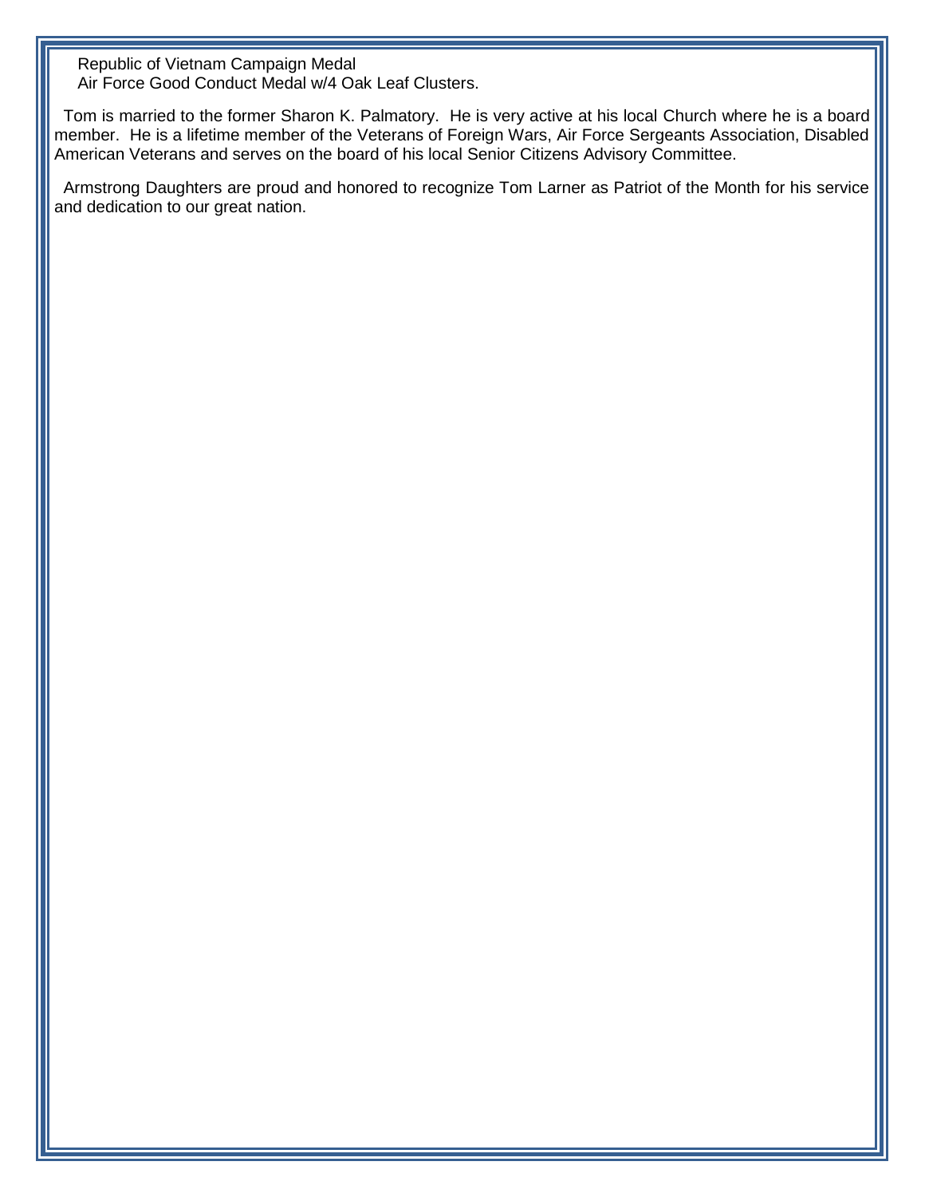Republic of Vietnam Campaign Medal
Air Force Good Conduct Medal w/4 Oak Leaf Clusters.

Tom is married to the former Sharon K. Palmatory. He is very active at his local Church where he is a board member. He is a lifetime member of the Veterans of Foreign Wars, Air Force Sergeants Association, Disabled American Veterans and serves on the board of his local Senior Citizens Advisory Committee.

Armstrong Daughters are proud and honored to recognize Tom Larner as Patriot of the Month for his service and dedication to our great nation.